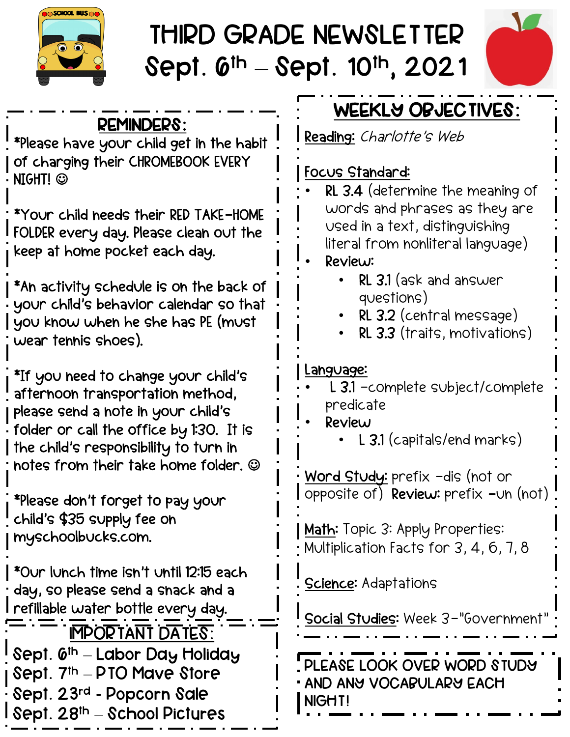# THIRD GRADE NEWSLETTER

## Sept. 6th – Sept. 10th, 2021

## REMINDERS:

*Please have your child get in the habit of charging their CHROMEBOOK EVERY NIGHT! ☺

*Your child needs their RED TAKE-HOME FOLDER every day. Please clean out the keep at home pocket each day.

*An activity schedule is on the back of your child's behavior calendar so that you know when he she has PE (must wear tennis shoes).

*If you need to change your child's afternoon transportation method, please send a note in your child's folder or call the office by 1:30. It is the child's responsibility to turn in notes from their take home folder. ☺

*Please don't forget to pay your child's $35 supply fee on myschoolbucks.com.

*Our lunch time isn't until 12:15 each day, so please send a snack and a refillable water bottle every day.

## IMPORTANT DATES:

Sept. 6th – Labor Day Holiday
Sept. 7th – PTO Mave Store
Sept. 23rd - Popcorn Sale
Sept. 28th – School Pictures

## WEEKLY OBJECTIVES:

<u>Reading:</u> *Charlotte's Web*

<u>Focus Standard:</u>

- RL 3.4 (determine the meaning of words and phrases as they are used in a text, distinguishing literal from nonliteral language)
- Review:
  - RL 3.1 (ask and answer questions)
  - RL 3.2 (central message)
  - RL 3.3 (traits, motivations)

<u>Language:</u>

- L 3.1 –complete subject/complete predicate
- Review
  - L 3.1 (capitals/end marks)

<u>Word Study:</u> prefix –dis (not or opposite of) **Review:** prefix –un (not)

<u>Math</u>: Topic 3: Apply Properties: Multiplication Facts for 3, 4, 6, 7, 8

<u>Science</u>: Adaptations

<u>Social Studies</u>: Week 3-"Government"

PLEASE LOOK OVER WORD STUDY AND ANY VOCABULARY EACH NIGHT!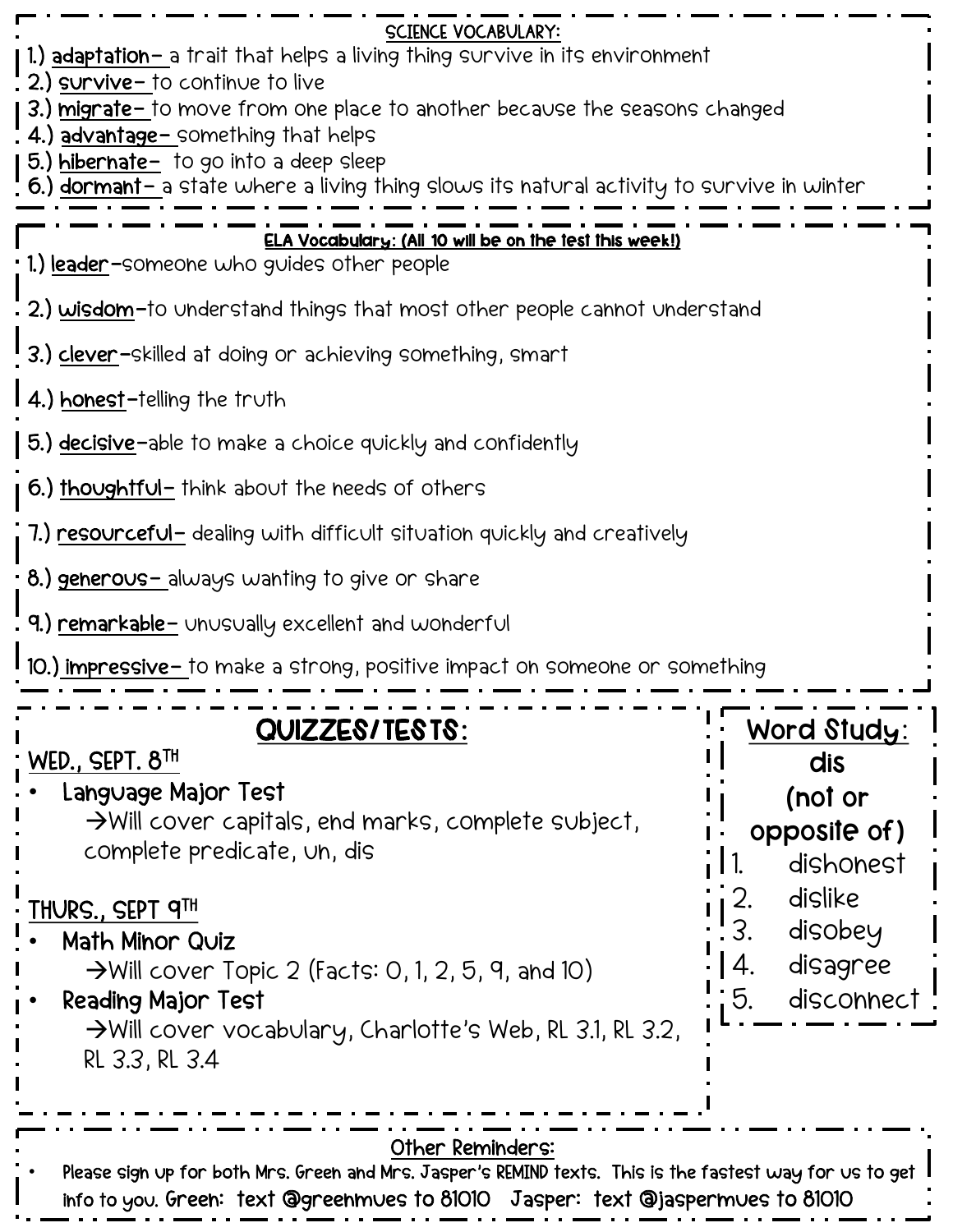## SCIENCE VOCABULARY:

1.) **adaptation-** a trait that helps a living thing survive in its environment
2.) **survive-** to continue to live
3.) **migrate-** to move from one place to another because the seasons changed
4.) **advantage-** something that helps
5.) **hibernate-** to go into a deep sleep
6.) **dormant-** a state where a living thing slows its natural activity to survive in winter

## ELA Vocabulary: (All 10 will be on the test this week!)

1.) **leader**-someone who guides other people

2.) **wisdom**-to understand things that most other people cannot understand

3.) **clever**-skilled at doing or achieving something, smart

4.) **honest**-telling the truth

5.) **decisive**-able to make a choice quickly and confidently

6.) **thoughtful-** think about the needs of others

7.) **resourceful-** dealing with difficult situation quickly and creatively

8.) **generous-** always wanting to give or share

9.) **remarkable-** unusually excellent and wonderful

10.) **impressive-** to make a strong, positive impact on someone or something

## QUIZZES/TESTS:

**WED., SEPT. 8TH**

- Language Major Test
  → Will cover capitals, end marks, complete subject, complete predicate, un, dis

**THURS., SEPT 9TH**

- Math Minor Quiz
  → Will cover Topic 2 (Facts: 0, 1, 2, 5, 9, and 10)
- Reading Major Test
  → Will cover vocabulary, Charlotte's Web, RL 3.1, RL 3.2, RL 3.3, RL 3.4

## Word Study:

**dis (not or opposite of)**

1. dishonest
2. dislike
3. disobey
4. disagree
5. disconnect

## Other Reminders:

- Please sign up for both Mrs. Green and Mrs. Jasper's REMIND texts. This is the fastest way for us to get info to you. Green: text @greenmues to 81010 Jasper: text @jaspermues to 81010